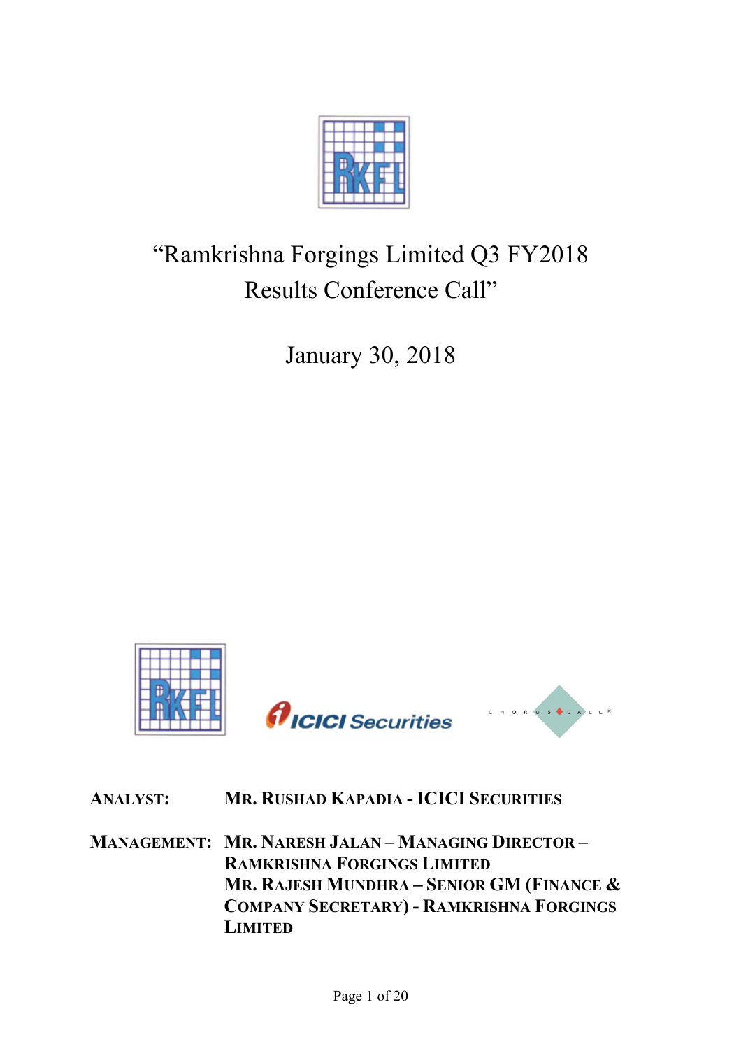# "Ramkrishna Forgings Limited Q3 FY2018 Results Conference Call"

January 30, 2018

**ANALYST:** MR. RUSHAD KAPADIA - ICICI SECURITIES

**MANAGEMENT:** MR. NARESH JALAN – MANAGING DIRECTOR – RAMKRISHNA FORGINGS LIMITED
MR. RAJESH MUNDHRA – SENIOR GM (FINANCE & COMPANY SECRETARY) - RAMKRISHNA FORGINGS LIMITED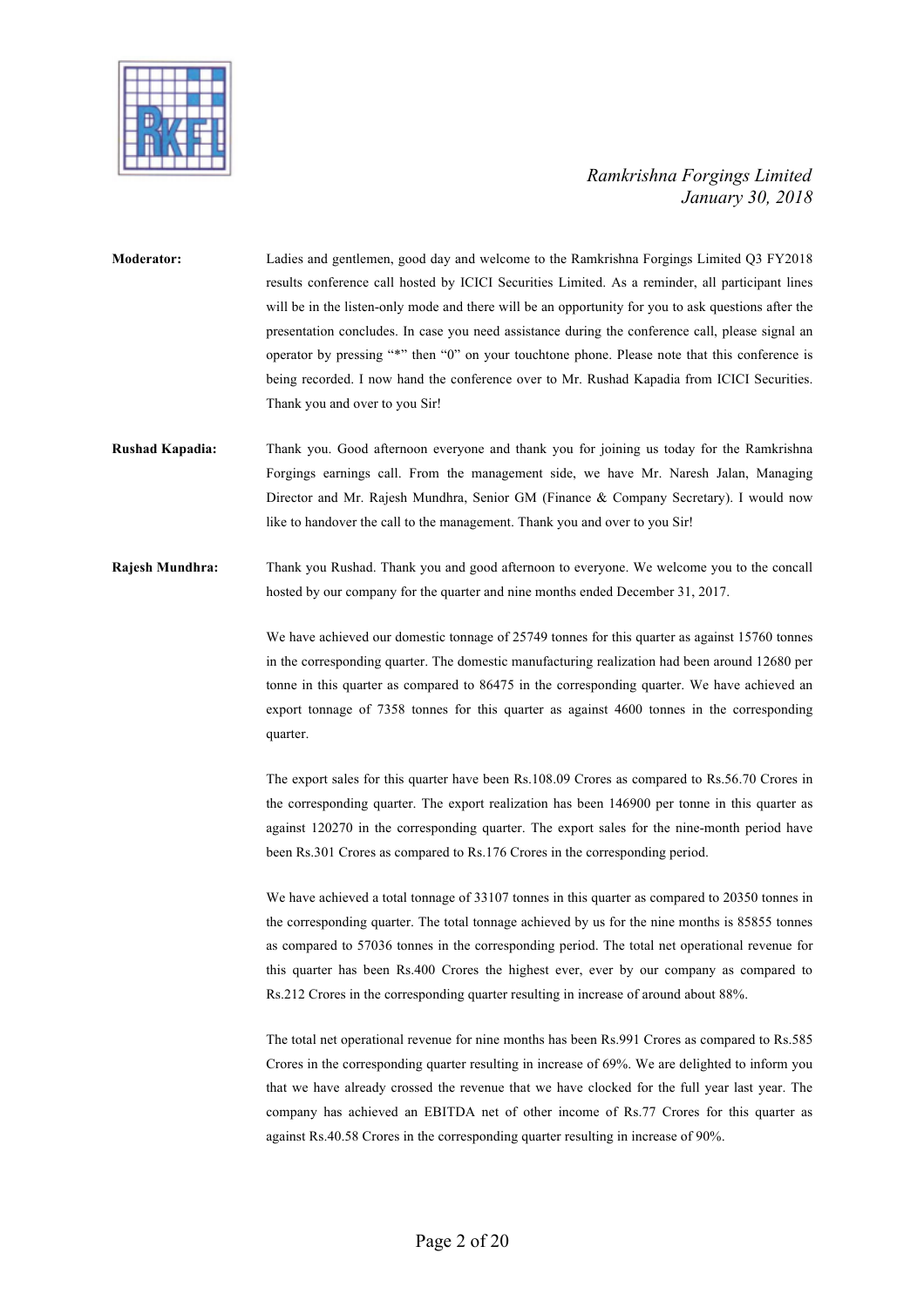**Moderator:** Ladies and gentlemen, good day and welcome to the Ramkrishna Forgings Limited Q3 FY2018 results conference call hosted by ICICI Securities Limited. As a reminder, all participant lines will be in the listen-only mode and there will be an opportunity for you to ask questions after the presentation concludes. In case you need assistance during the conference call, please signal an operator by pressing "*" then "0" on your touchtone phone. Please note that this conference is being recorded. I now hand the conference over to Mr. Rushad Kapadia from ICICI Securities. Thank you and over to you Sir!

**Rushad Kapadia:** Thank you. Good afternoon everyone and thank you for joining us today for the Ramkrishna Forgings earnings call. From the management side, we have Mr. Naresh Jalan, Managing Director and Mr. Rajesh Mundhra, Senior GM (Finance & Company Secretary). I would now like to handover the call to the management. Thank you and over to you Sir!

**Rajesh Mundhra:** Thank you Rushad. Thank you and good afternoon to everyone. We welcome you to the concall hosted by our company for the quarter and nine months ended December 31, 2017.

We have achieved our domestic tonnage of 25749 tonnes for this quarter as against 15760 tonnes in the corresponding quarter. The domestic manufacturing realization had been around 12680 per tonne in this quarter as compared to 86475 in the corresponding quarter. We have achieved an export tonnage of 7358 tonnes for this quarter as against 4600 tonnes in the corresponding quarter.

The export sales for this quarter have been Rs.108.09 Crores as compared to Rs.56.70 Crores in the corresponding quarter. The export realization has been 146900 per tonne in this quarter as against 120270 in the corresponding quarter. The export sales for the nine-month period have been Rs.301 Crores as compared to Rs.176 Crores in the corresponding period.

We have achieved a total tonnage of 33107 tonnes in this quarter as compared to 20350 tonnes in the corresponding quarter. The total tonnage achieved by us for the nine months is 85855 tonnes as compared to 57036 tonnes in the corresponding period. The total net operational revenue for this quarter has been Rs.400 Crores the highest ever, ever by our company as compared to Rs.212 Crores in the corresponding quarter resulting in increase of around about 88%.

The total net operational revenue for nine months has been Rs.991 Crores as compared to Rs.585 Crores in the corresponding quarter resulting in increase of 69%. We are delighted to inform you that we have already crossed the revenue that we have clocked for the full year last year. The company has achieved an EBITDA net of other income of Rs.77 Crores for this quarter as against Rs.40.58 Crores in the corresponding quarter resulting in increase of 90%.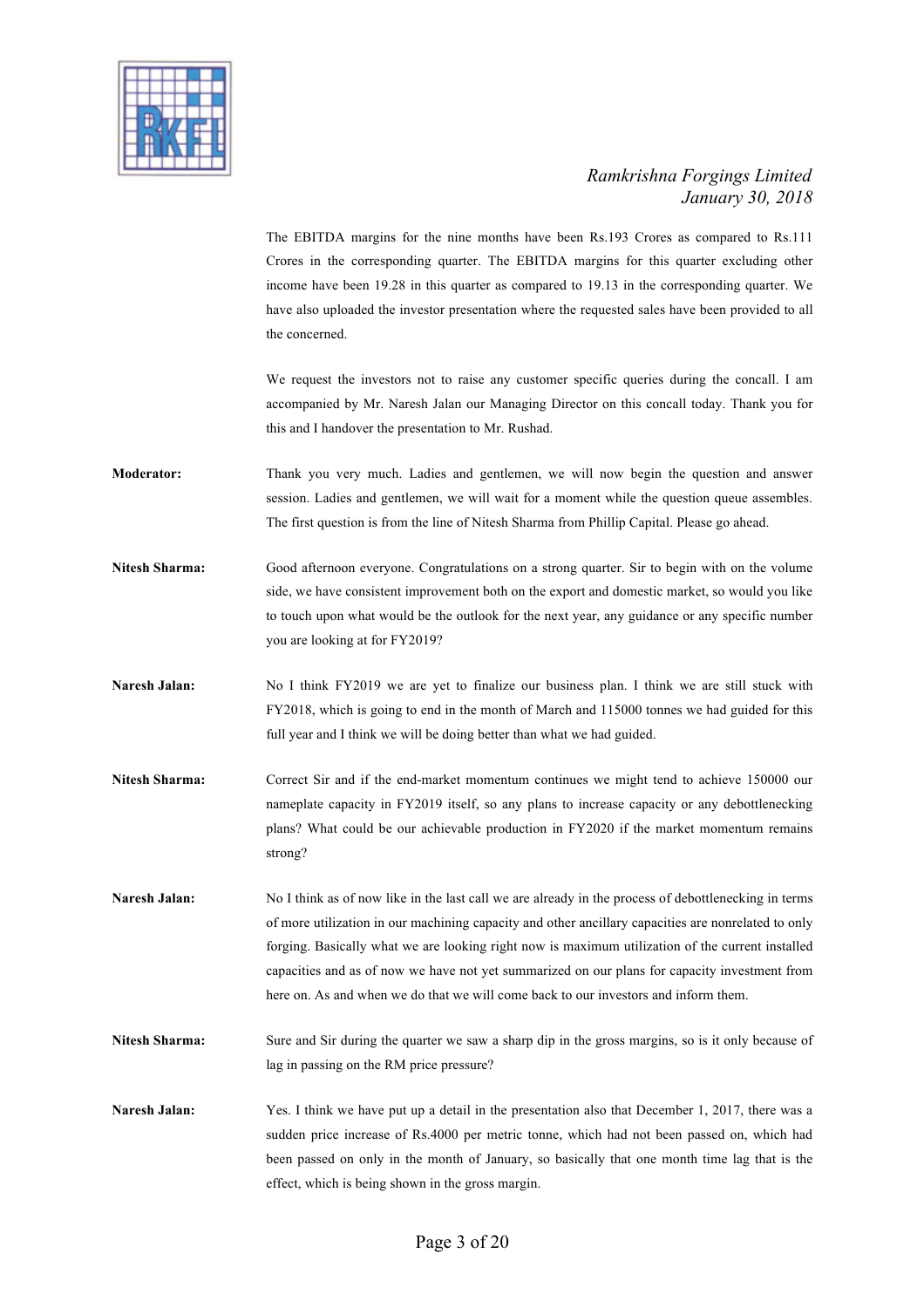The EBITDA margins for the nine months have been Rs.193 Crores as compared to Rs.111 Crores in the corresponding quarter. The EBITDA margins for this quarter excluding other income have been 19.28 in this quarter as compared to 19.13 in the corresponding quarter. We have also uploaded the investor presentation where the requested sales have been provided to all the concerned.

We request the investors not to raise any customer specific queries during the concall. I am accompanied by Mr. Naresh Jalan our Managing Director on this concall today. Thank you for this and I handover the presentation to Mr. Rushad.

**Moderator:** Thank you very much. Ladies and gentlemen, we will now begin the question and answer session. Ladies and gentlemen, we will wait for a moment while the question queue assembles. The first question is from the line of Nitesh Sharma from Phillip Capital. Please go ahead.

**Nitesh Sharma:** Good afternoon everyone. Congratulations on a strong quarter. Sir to begin with on the volume side, we have consistent improvement both on the export and domestic market, so would you like to touch upon what would be the outlook for the next year, any guidance or any specific number you are looking at for FY2019?

**Naresh Jalan:** No I think FY2019 we are yet to finalize our business plan. I think we are still stuck with FY2018, which is going to end in the month of March and 115000 tonnes we had guided for this full year and I think we will be doing better than what we had guided.

**Nitesh Sharma:** Correct Sir and if the end-market momentum continues we might tend to achieve 150000 our nameplate capacity in FY2019 itself, so any plans to increase capacity or any debottlenecking plans? What could be our achievable production in FY2020 if the market momentum remains strong?

**Naresh Jalan:** No I think as of now like in the last call we are already in the process of debottlenecking in terms of more utilization in our machining capacity and other ancillary capacities are nonrelated to only forging. Basically what we are looking right now is maximum utilization of the current installed capacities and as of now we have not yet summarized on our plans for capacity investment from here on. As and when we do that we will come back to our investors and inform them.

**Nitesh Sharma:** Sure and Sir during the quarter we saw a sharp dip in the gross margins, so is it only because of lag in passing on the RM price pressure?

**Naresh Jalan:** Yes. I think we have put up a detail in the presentation also that December 1, 2017, there was a sudden price increase of Rs.4000 per metric tonne, which had not been passed on, which had been passed on only in the month of January, so basically that one month time lag that is the effect, which is being shown in the gross margin.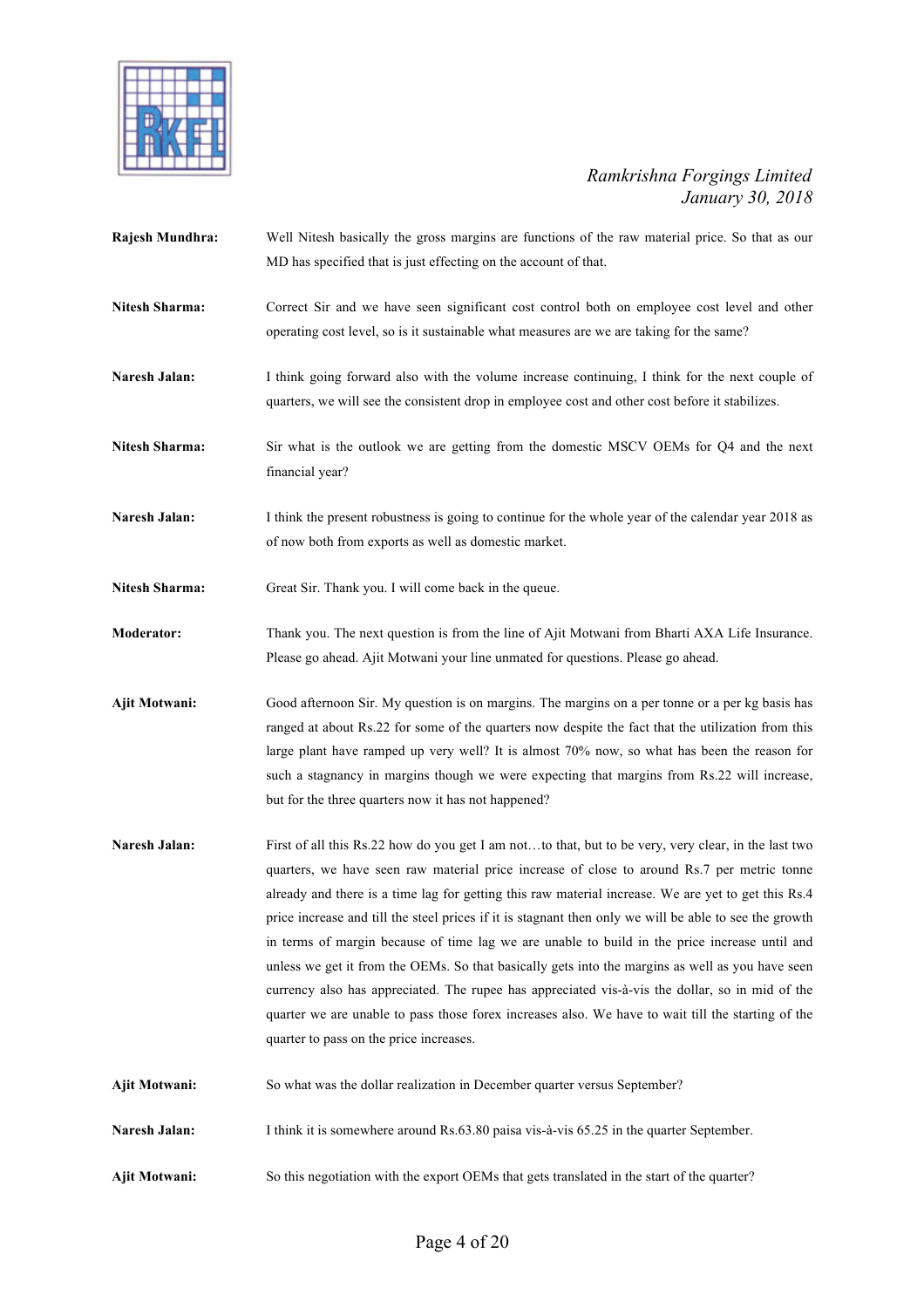**Rajesh Mundhra:** Well Nitesh basically the gross margins are functions of the raw material price. So that as our MD has specified that is just effecting on the account of that.

**Nitesh Sharma:** Correct Sir and we have seen significant cost control both on employee cost level and other operating cost level, so is it sustainable what measures are we are taking for the same?

**Naresh Jalan:** I think going forward also with the volume increase continuing, I think for the next couple of quarters, we will see the consistent drop in employee cost and other cost before it stabilizes.

**Nitesh Sharma:** Sir what is the outlook we are getting from the domestic MSCV OEMs for Q4 and the next financial year?

**Naresh Jalan:** I think the present robustness is going to continue for the whole year of the calendar year 2018 as of now both from exports as well as domestic market.

**Nitesh Sharma:** Great Sir. Thank you. I will come back in the queue.

**Moderator:** Thank you. The next question is from the line of Ajit Motwani from Bharti AXA Life Insurance. Please go ahead. Ajit Motwani your line unmated for questions. Please go ahead.

**Ajit Motwani:** Good afternoon Sir. My question is on margins. The margins on a per tonne or a per kg basis has ranged at about Rs.22 for some of the quarters now despite the fact that the utilization from this large plant have ramped up very well? It is almost 70% now, so what has been the reason for such a stagnancy in margins though we were expecting that margins from Rs.22 will increase, but for the three quarters now it has not happened?

**Naresh Jalan:** First of all this Rs.22 how do you get I am not…to that, but to be very, very clear, in the last two quarters, we have seen raw material price increase of close to around Rs.7 per metric tonne already and there is a time lag for getting this raw material increase. We are yet to get this Rs.4 price increase and till the steel prices if it is stagnant then only we will be able to see the growth in terms of margin because of time lag we are unable to build in the price increase until and unless we get it from the OEMs. So that basically gets into the margins as well as you have seen currency also has appreciated. The rupee has appreciated vis-à-vis the dollar, so in mid of the quarter we are unable to pass those forex increases also. We have to wait till the starting of the quarter to pass on the price increases.

**Ajit Motwani:** So what was the dollar realization in December quarter versus September?

**Naresh Jalan:** I think it is somewhere around Rs.63.80 paisa vis-à-vis 65.25 in the quarter September.

**Ajit Motwani:** So this negotiation with the export OEMs that gets translated in the start of the quarter?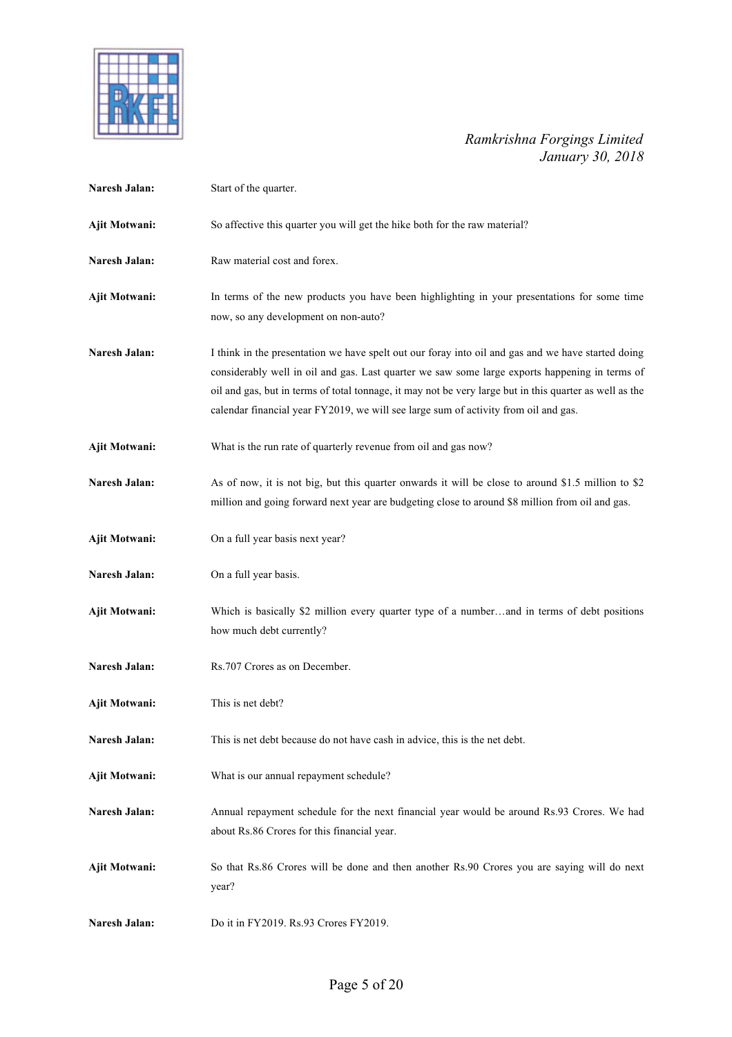**Naresh Jalan:** Start of the quarter.

**Ajit Motwani:** So affective this quarter you will get the hike both for the raw material?

**Naresh Jalan:** Raw material cost and forex.

**Ajit Motwani:** In terms of the new products you have been highlighting in your presentations for some time now, so any development on non-auto?

**Naresh Jalan:** I think in the presentation we have spelt out our foray into oil and gas and we have started doing considerably well in oil and gas. Last quarter we saw some large exports happening in terms of oil and gas, but in terms of total tonnage, it may not be very large but in this quarter as well as the calendar financial year FY2019, we will see large sum of activity from oil and gas.

**Ajit Motwani:** What is the run rate of quarterly revenue from oil and gas now?

**Naresh Jalan:** As of now, it is not big, but this quarter onwards it will be close to around $1.5 million to $2 million and going forward next year are budgeting close to around $8 million from oil and gas.

**Ajit Motwani:** On a full year basis next year?

**Naresh Jalan:** On a full year basis.

**Ajit Motwani:** Which is basically $2 million every quarter type of a number…and in terms of debt positions how much debt currently?

**Naresh Jalan:** Rs.707 Crores as on December.

**Ajit Motwani:** This is net debt?

**Naresh Jalan:** This is net debt because do not have cash in advice, this is the net debt.

**Ajit Motwani:** What is our annual repayment schedule?

**Naresh Jalan:** Annual repayment schedule for the next financial year would be around Rs.93 Crores. We had about Rs.86 Crores for this financial year.

**Ajit Motwani:** So that Rs.86 Crores will be done and then another Rs.90 Crores you are saying will do next year?

**Naresh Jalan:** Do it in FY2019. Rs.93 Crores FY2019.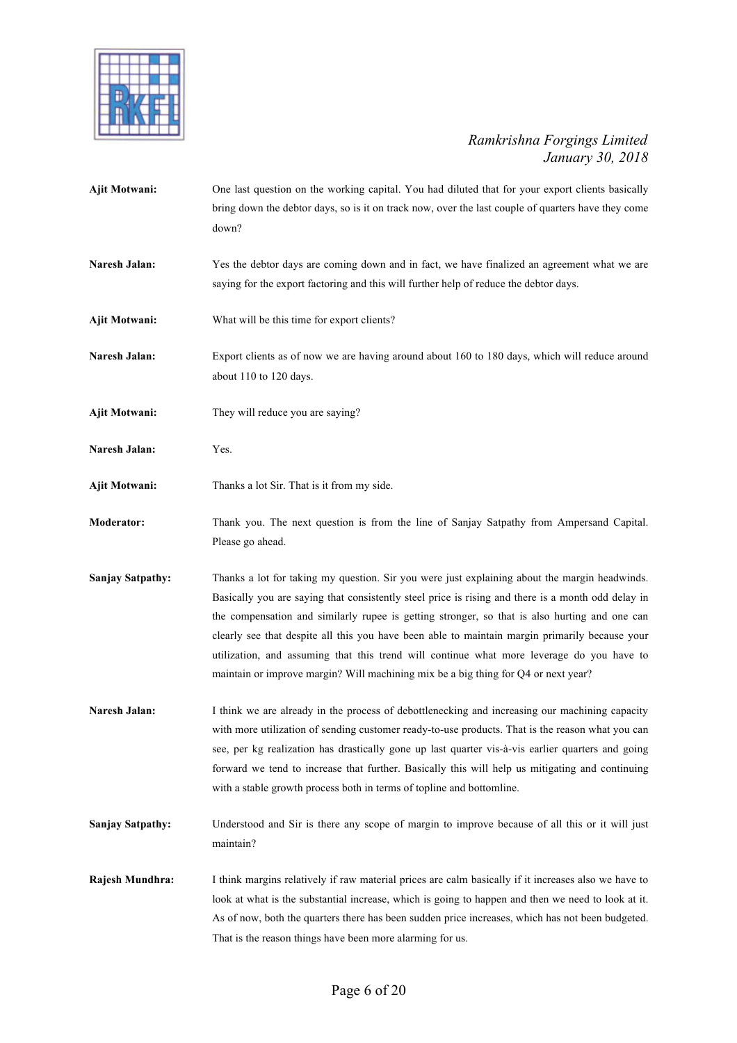**Ajit Motwani:** One last question on the working capital. You had diluted that for your export clients basically bring down the debtor days, so is it on track now, over the last couple of quarters have they come down?

**Naresh Jalan:** Yes the debtor days are coming down and in fact, we have finalized an agreement what we are saying for the export factoring and this will further help of reduce the debtor days.

**Ajit Motwani:** What will be this time for export clients?

**Naresh Jalan:** Export clients as of now we are having around about 160 to 180 days, which will reduce around about 110 to 120 days.

**Ajit Motwani:** They will reduce you are saying?

**Naresh Jalan:** Yes.

**Ajit Motwani:** Thanks a lot Sir. That is it from my side.

**Moderator:** Thank you. The next question is from the line of Sanjay Satpathy from Ampersand Capital. Please go ahead.

**Sanjay Satpathy:** Thanks a lot for taking my question. Sir you were just explaining about the margin headwinds. Basically you are saying that consistently steel price is rising and there is a month odd delay in the compensation and similarly rupee is getting stronger, so that is also hurting and one can clearly see that despite all this you have been able to maintain margin primarily because your utilization, and assuming that this trend will continue what more leverage do you have to maintain or improve margin? Will machining mix be a big thing for Q4 or next year?

**Naresh Jalan:** I think we are already in the process of debottlenecking and increasing our machining capacity with more utilization of sending customer ready-to-use products. That is the reason what you can see, per kg realization has drastically gone up last quarter vis-à-vis earlier quarters and going forward we tend to increase that further. Basically this will help us mitigating and continuing with a stable growth process both in terms of topline and bottomline.

**Sanjay Satpathy:** Understood and Sir is there any scope of margin to improve because of all this or it will just maintain?

**Rajesh Mundhra:** I think margins relatively if raw material prices are calm basically if it increases also we have to look at what is the substantial increase, which is going to happen and then we need to look at it. As of now, both the quarters there has been sudden price increases, which has not been budgeted. That is the reason things have been more alarming for us.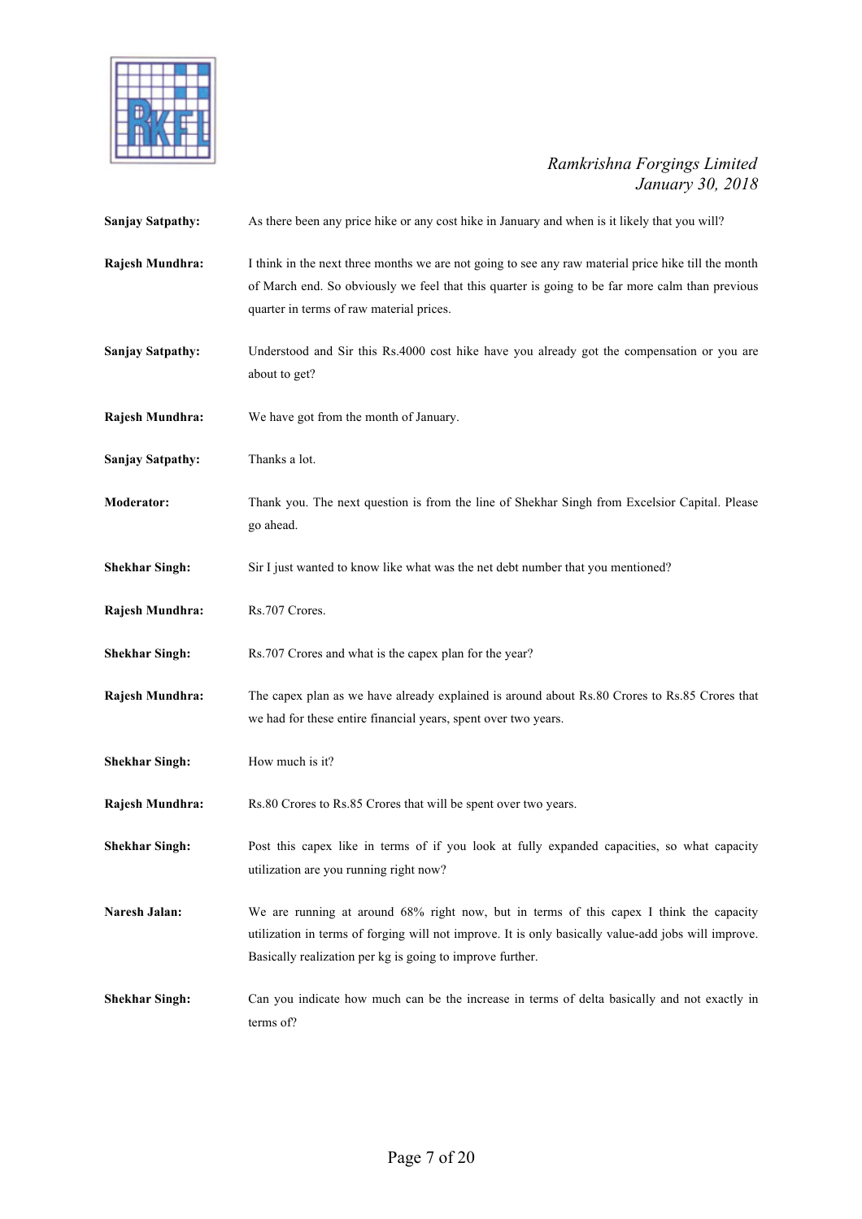**Sanjay Satpathy:** As there been any price hike or any cost hike in January and when is it likely that you will?

**Rajesh Mundhra:** I think in the next three months we are not going to see any raw material price hike till the month of March end. So obviously we feel that this quarter is going to be far more calm than previous quarter in terms of raw material prices.

**Sanjay Satpathy:** Understood and Sir this Rs.4000 cost hike have you already got the compensation or you are about to get?

**Rajesh Mundhra:** We have got from the month of January.

**Sanjay Satpathy:** Thanks a lot.

**Moderator:** Thank you. The next question is from the line of Shekhar Singh from Excelsior Capital. Please go ahead.

**Shekhar Singh:** Sir I just wanted to know like what was the net debt number that you mentioned?

**Rajesh Mundhra:** Rs.707 Crores.

**Shekhar Singh:** Rs.707 Crores and what is the capex plan for the year?

**Rajesh Mundhra:** The capex plan as we have already explained is around about Rs.80 Crores to Rs.85 Crores that we had for these entire financial years, spent over two years.

**Shekhar Singh:** How much is it?

**Rajesh Mundhra:** Rs.80 Crores to Rs.85 Crores that will be spent over two years.

**Shekhar Singh:** Post this capex like in terms of if you look at fully expanded capacities, so what capacity utilization are you running right now?

**Naresh Jalan:** We are running at around 68% right now, but in terms of this capex I think the capacity utilization in terms of forging will not improve. It is only basically value-add jobs will improve. Basically realization per kg is going to improve further.

**Shekhar Singh:** Can you indicate how much can be the increase in terms of delta basically and not exactly in terms of?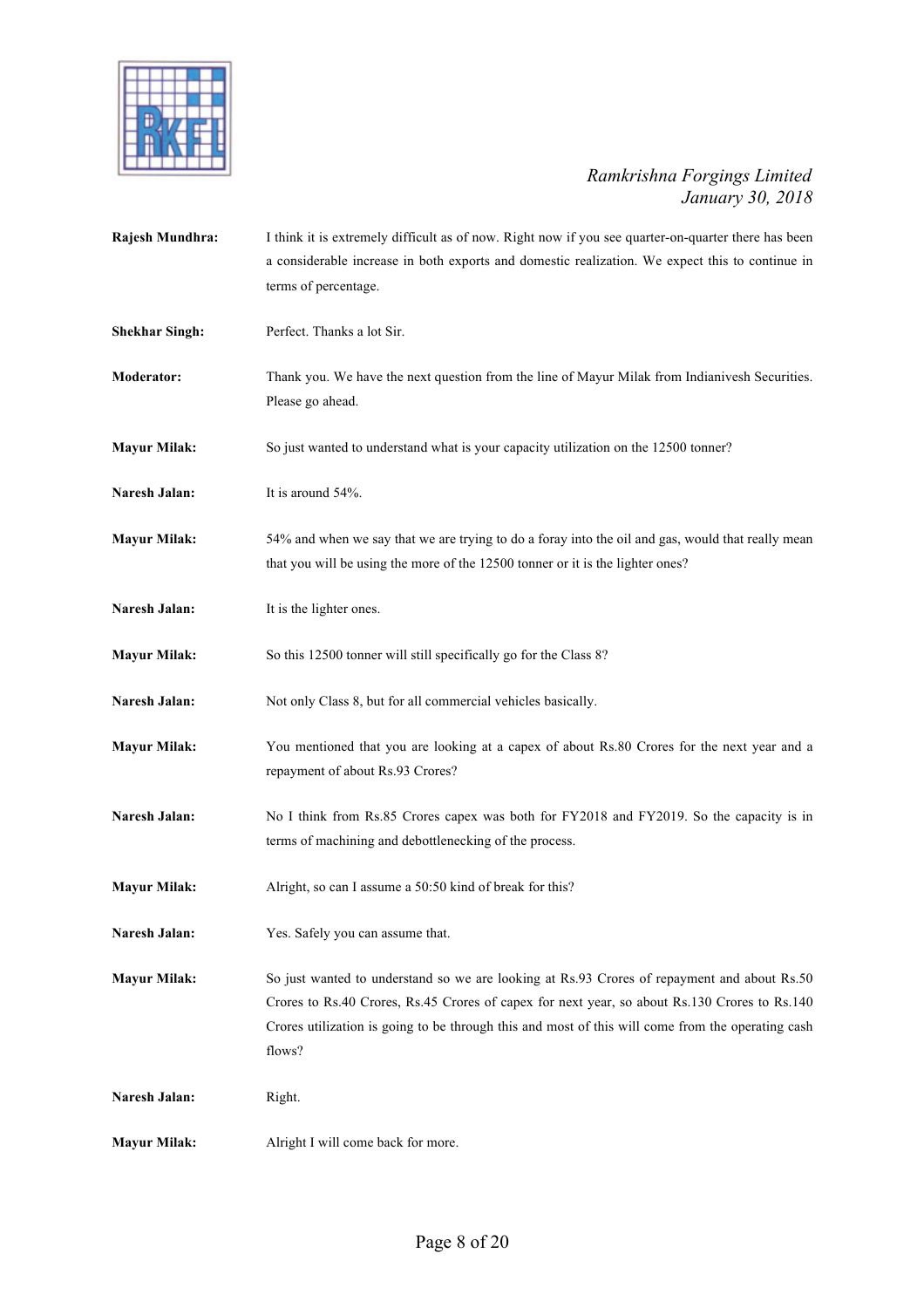**Rajesh Mundhra:** I think it is extremely difficult as of now. Right now if you see quarter-on-quarter there has been a considerable increase in both exports and domestic realization. We expect this to continue in terms of percentage.

**Shekhar Singh:** Perfect. Thanks a lot Sir.

**Moderator:** Thank you. We have the next question from the line of Mayur Milak from Indianivesh Securities. Please go ahead.

**Mayur Milak:** So just wanted to understand what is your capacity utilization on the 12500 tonner?

**Naresh Jalan:** It is around 54%.

**Mayur Milak:** 54% and when we say that we are trying to do a foray into the oil and gas, would that really mean that you will be using the more of the 12500 tonner or it is the lighter ones?

**Naresh Jalan:** It is the lighter ones.

**Mayur Milak:** So this 12500 tonner will still specifically go for the Class 8?

**Naresh Jalan:** Not only Class 8, but for all commercial vehicles basically.

**Mayur Milak:** You mentioned that you are looking at a capex of about Rs.80 Crores for the next year and a repayment of about Rs.93 Crores?

**Naresh Jalan:** No I think from Rs.85 Crores capex was both for FY2018 and FY2019. So the capacity is in terms of machining and debottlenecking of the process.

**Mayur Milak:** Alright, so can I assume a 50:50 kind of break for this?

**Naresh Jalan:** Yes. Safely you can assume that.

**Mayur Milak:** So just wanted to understand so we are looking at Rs.93 Crores of repayment and about Rs.50 Crores to Rs.40 Crores, Rs.45 Crores of capex for next year, so about Rs.130 Crores to Rs.140 Crores utilization is going to be through this and most of this will come from the operating cash flows?

**Naresh Jalan:** Right.

**Mayur Milak:** Alright I will come back for more.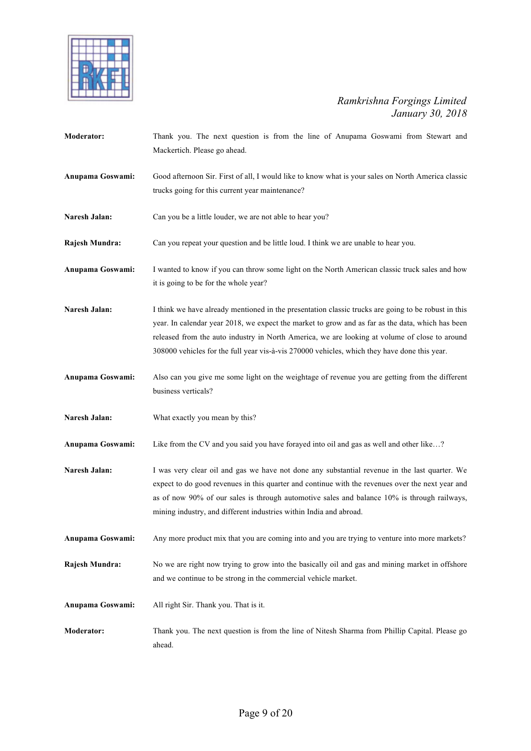**Moderator:** Thank you. The next question is from the line of Anupama Goswami from Stewart and Mackertich. Please go ahead.

**Anupama Goswami:** Good afternoon Sir. First of all, I would like to know what is your sales on North America classic trucks going for this current year maintenance?

**Naresh Jalan:** Can you be a little louder, we are not able to hear you?

**Rajesh Mundra:** Can you repeat your question and be little loud. I think we are unable to hear you.

**Anupama Goswami:** I wanted to know if you can throw some light on the North American classic truck sales and how it is going to be for the whole year?

**Naresh Jalan:** I think we have already mentioned in the presentation classic trucks are going to be robust in this year. In calendar year 2018, we expect the market to grow and as far as the data, which has been released from the auto industry in North America, we are looking at volume of close to around 308000 vehicles for the full year vis-à-vis 270000 vehicles, which they have done this year.

**Anupama Goswami:** Also can you give me some light on the weightage of revenue you are getting from the different business verticals?

**Naresh Jalan:** What exactly you mean by this?

**Anupama Goswami:** Like from the CV and you said you have forayed into oil and gas as well and other like…?

**Naresh Jalan:** I was very clear oil and gas we have not done any substantial revenue in the last quarter. We expect to do good revenues in this quarter and continue with the revenues over the next year and as of now 90% of our sales is through automotive sales and balance 10% is through railways, mining industry, and different industries within India and abroad.

**Anupama Goswami:** Any more product mix that you are coming into and you are trying to venture into more markets?

**Rajesh Mundra:** No we are right now trying to grow into the basically oil and gas and mining market in offshore and we continue to be strong in the commercial vehicle market.

**Anupama Goswami:** All right Sir. Thank you. That is it.

**Moderator:** Thank you. The next question is from the line of Nitesh Sharma from Phillip Capital. Please go ahead.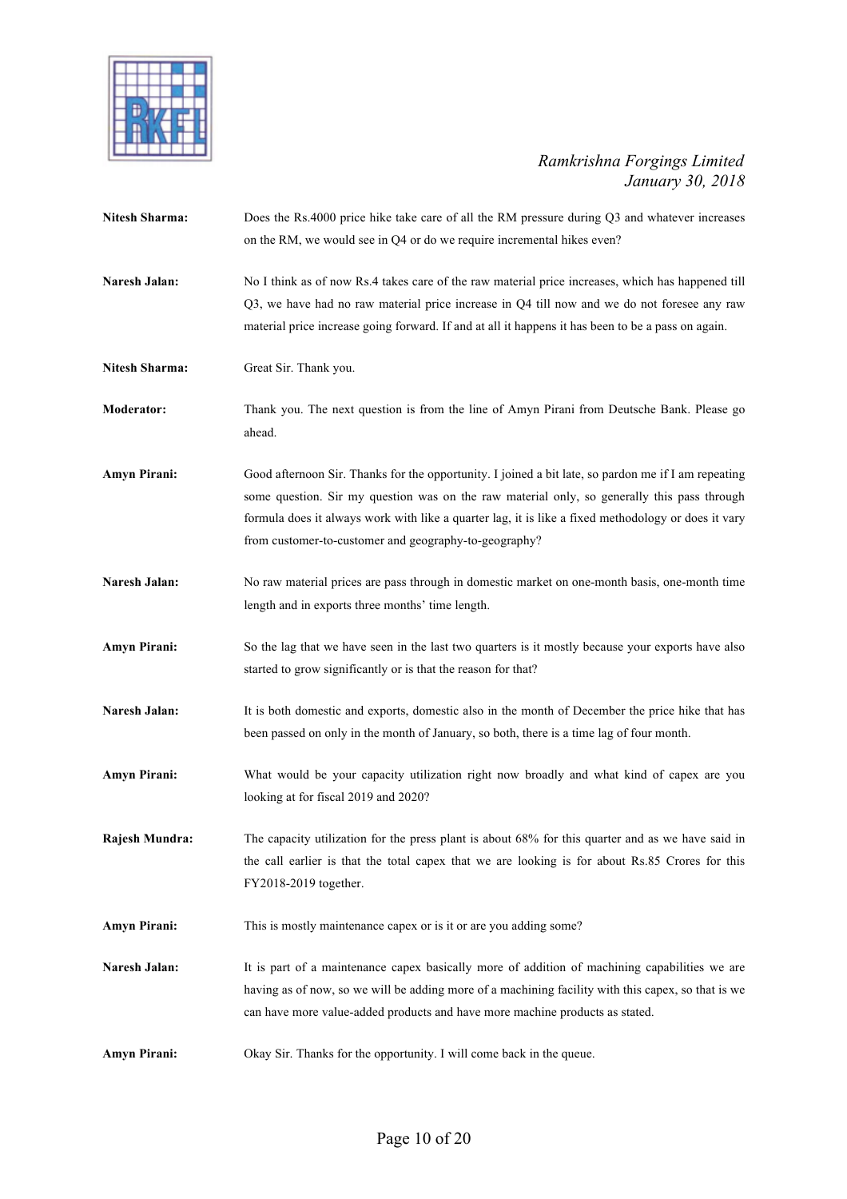**Nitesh Sharma:** Does the Rs.4000 price hike take care of all the RM pressure during Q3 and whatever increases on the RM, we would see in Q4 or do we require incremental hikes even?

**Naresh Jalan:** No I think as of now Rs.4 takes care of the raw material price increases, which has happened till Q3, we have had no raw material price increase in Q4 till now and we do not foresee any raw material price increase going forward. If and at all it happens it has been to be a pass on again.

**Nitesh Sharma:** Great Sir. Thank you.

**Moderator:** Thank you. The next question is from the line of Amyn Pirani from Deutsche Bank. Please go ahead.

**Amyn Pirani:** Good afternoon Sir. Thanks for the opportunity. I joined a bit late, so pardon me if I am repeating some question. Sir my question was on the raw material only, so generally this pass through formula does it always work with like a quarter lag, it is like a fixed methodology or does it vary from customer-to-customer and geography-to-geography?

**Naresh Jalan:** No raw material prices are pass through in domestic market on one-month basis, one-month time length and in exports three months' time length.

**Amyn Pirani:** So the lag that we have seen in the last two quarters is it mostly because your exports have also started to grow significantly or is that the reason for that?

**Naresh Jalan:** It is both domestic and exports, domestic also in the month of December the price hike that has been passed on only in the month of January, so both, there is a time lag of four month.

**Amyn Pirani:** What would be your capacity utilization right now broadly and what kind of capex are you looking at for fiscal 2019 and 2020?

**Rajesh Mundra:** The capacity utilization for the press plant is about 68% for this quarter and as we have said in the call earlier is that the total capex that we are looking is for about Rs.85 Crores for this FY2018-2019 together.

**Amyn Pirani:** This is mostly maintenance capex or is it or are you adding some?

**Naresh Jalan:** It is part of a maintenance capex basically more of addition of machining capabilities we are having as of now, so we will be adding more of a machining facility with this capex, so that is we can have more value-added products and have more machine products as stated.

**Amyn Pirani:** Okay Sir. Thanks for the opportunity. I will come back in the queue.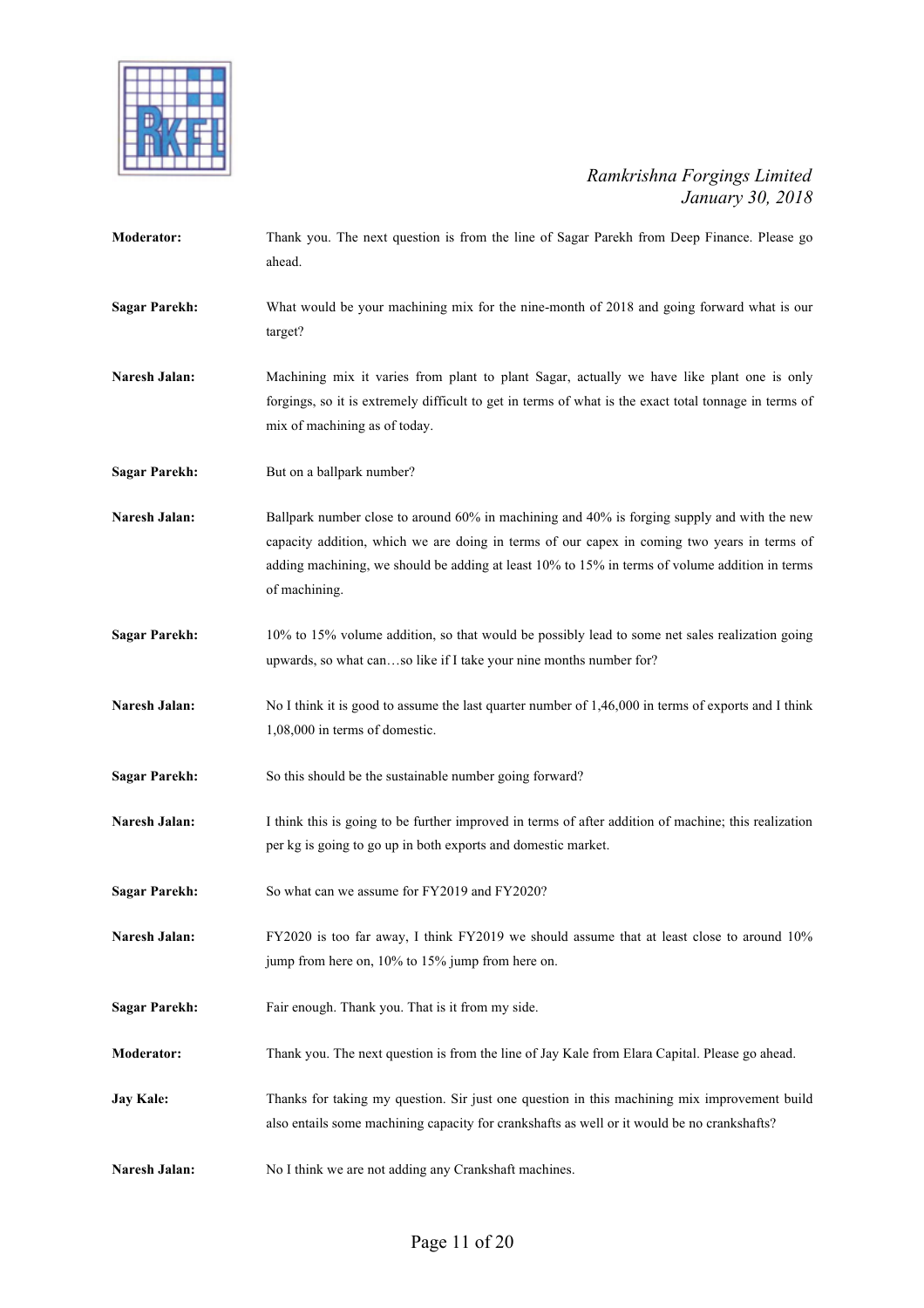**Moderator:** Thank you. The next question is from the line of Sagar Parekh from Deep Finance. Please go ahead.

**Sagar Parekh:** What would be your machining mix for the nine-month of 2018 and going forward what is our target?

**Naresh Jalan:** Machining mix it varies from plant to plant Sagar, actually we have like plant one is only forgings, so it is extremely difficult to get in terms of what is the exact total tonnage in terms of mix of machining as of today.

**Sagar Parekh:** But on a ballpark number?

**Naresh Jalan:** Ballpark number close to around 60% in machining and 40% is forging supply and with the new capacity addition, which we are doing in terms of our capex in coming two years in terms of adding machining, we should be adding at least 10% to 15% in terms of volume addition in terms of machining.

**Sagar Parekh:** 10% to 15% volume addition, so that would be possibly lead to some net sales realization going upwards, so what can…so like if I take your nine months number for?

**Naresh Jalan:** No I think it is good to assume the last quarter number of 1,46,000 in terms of exports and I think 1,08,000 in terms of domestic.

**Sagar Parekh:** So this should be the sustainable number going forward?

**Naresh Jalan:** I think this is going to be further improved in terms of after addition of machine; this realization per kg is going to go up in both exports and domestic market.

**Sagar Parekh:** So what can we assume for FY2019 and FY2020?

**Naresh Jalan:** FY2020 is too far away, I think FY2019 we should assume that at least close to around 10% jump from here on, 10% to 15% jump from here on.

**Sagar Parekh:** Fair enough. Thank you. That is it from my side.

**Moderator:** Thank you. The next question is from the line of Jay Kale from Elara Capital. Please go ahead.

**Jay Kale:** Thanks for taking my question. Sir just one question in this machining mix improvement build also entails some machining capacity for crankshafts as well or it would be no crankshafts?

**Naresh Jalan:** No I think we are not adding any Crankshaft machines.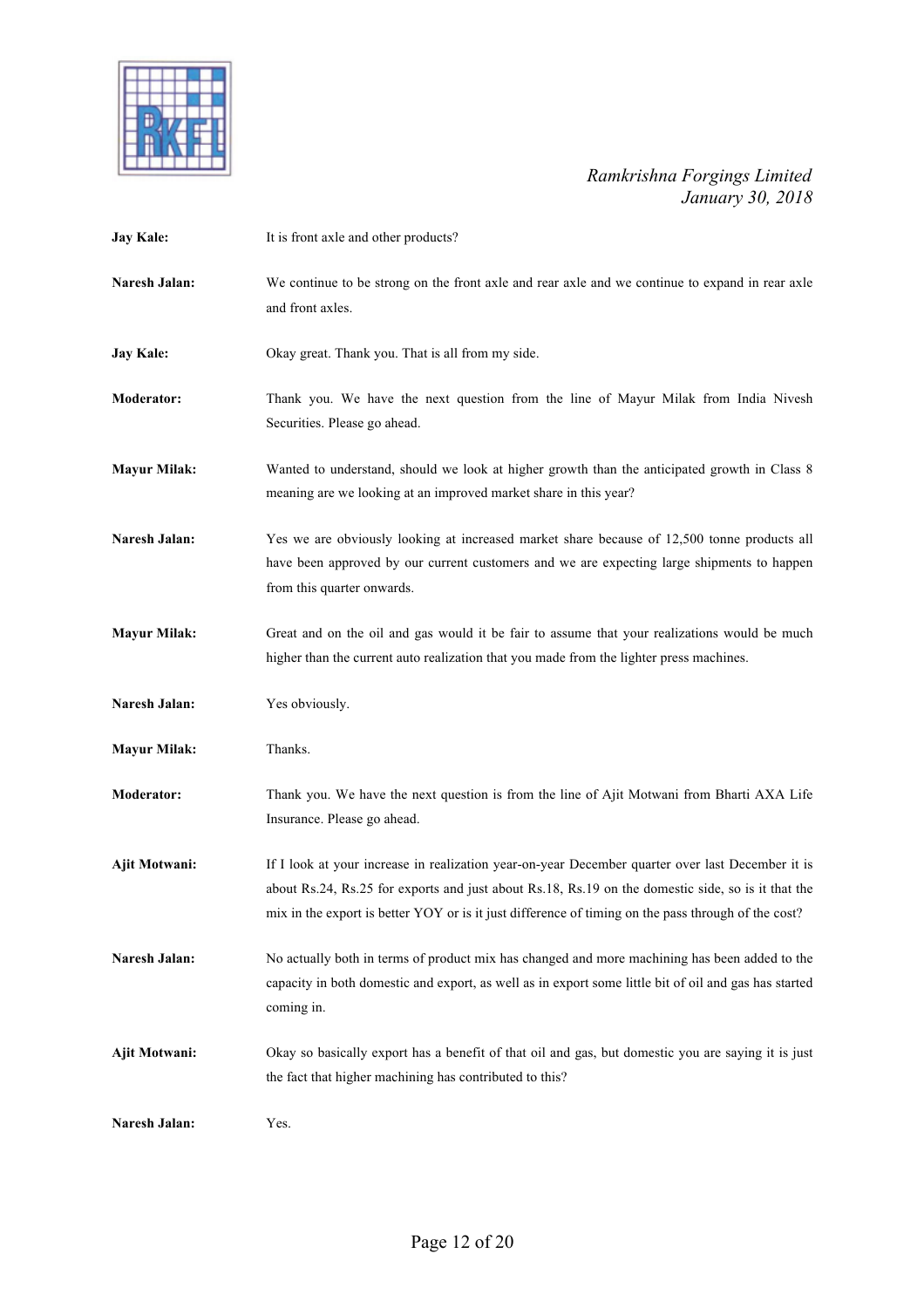**Jay Kale:** It is front axle and other products?

**Naresh Jalan:** We continue to be strong on the front axle and rear axle and we continue to expand in rear axle and front axles.

**Jay Kale:** Okay great. Thank you. That is all from my side.

**Moderator:** Thank you. We have the next question from the line of Mayur Milak from India Nivesh Securities. Please go ahead.

**Mayur Milak:** Wanted to understand, should we look at higher growth than the anticipated growth in Class 8 meaning are we looking at an improved market share in this year?

**Naresh Jalan:** Yes we are obviously looking at increased market share because of 12,500 tonne products all have been approved by our current customers and we are expecting large shipments to happen from this quarter onwards.

**Mayur Milak:** Great and on the oil and gas would it be fair to assume that your realizations would be much higher than the current auto realization that you made from the lighter press machines.

**Naresh Jalan:** Yes obviously.

**Mayur Milak:** Thanks.

**Moderator:** Thank you. We have the next question is from the line of Ajit Motwani from Bharti AXA Life Insurance. Please go ahead.

**Ajit Motwani:** If I look at your increase in realization year-on-year December quarter over last December it is about Rs.24, Rs.25 for exports and just about Rs.18, Rs.19 on the domestic side, so is it that the mix in the export is better YOY or is it just difference of timing on the pass through of the cost?

**Naresh Jalan:** No actually both in terms of product mix has changed and more machining has been added to the capacity in both domestic and export, as well as in export some little bit of oil and gas has started coming in.

**Ajit Motwani:** Okay so basically export has a benefit of that oil and gas, but domestic you are saying it is just the fact that higher machining has contributed to this?

**Naresh Jalan:** Yes.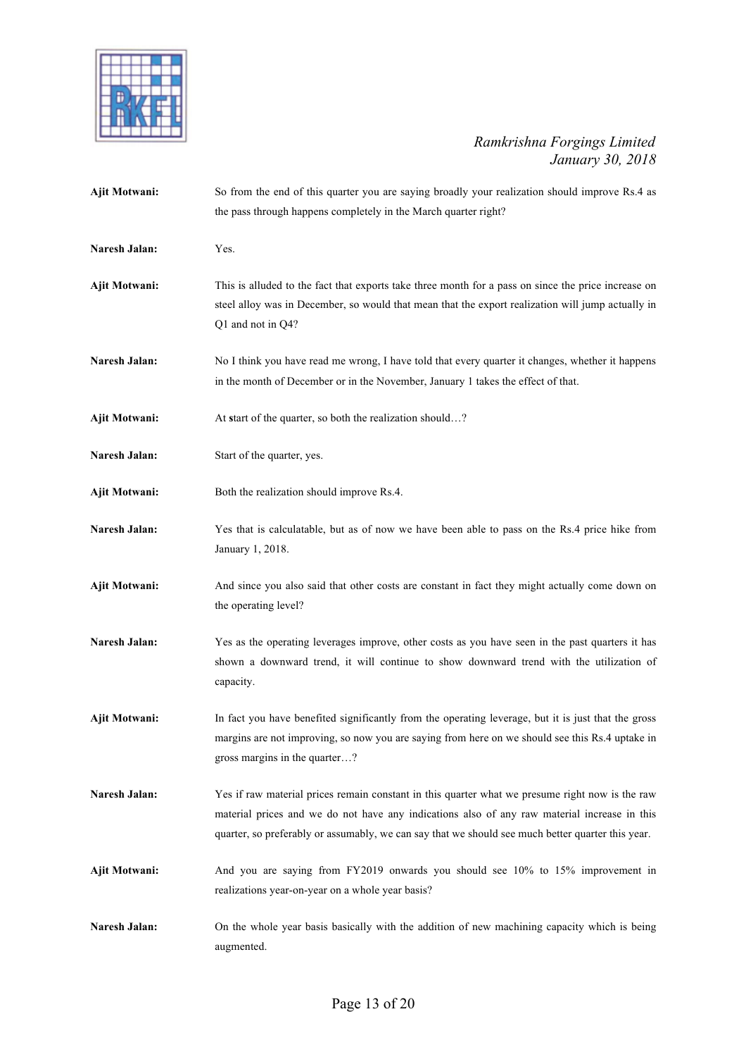**Ajit Motwani:** So from the end of this quarter you are saying broadly your realization should improve Rs.4 as the pass through happens completely in the March quarter right?

**Naresh Jalan:** Yes.

**Ajit Motwani:** This is alluded to the fact that exports take three month for a pass on since the price increase on steel alloy was in December, so would that mean that the export realization will jump actually in Q1 and not in Q4?

**Naresh Jalan:** No I think you have read me wrong, I have told that every quarter it changes, whether it happens in the month of December or in the November, January 1 takes the effect of that.

**Ajit Motwani:** At start of the quarter, so both the realization should…?

**Naresh Jalan:** Start of the quarter, yes.

**Ajit Motwani:** Both the realization should improve Rs.4.

**Naresh Jalan:** Yes that is calculatable, but as of now we have been able to pass on the Rs.4 price hike from January 1, 2018.

**Ajit Motwani:** And since you also said that other costs are constant in fact they might actually come down on the operating level?

**Naresh Jalan:** Yes as the operating leverages improve, other costs as you have seen in the past quarters it has shown a downward trend, it will continue to show downward trend with the utilization of capacity.

**Ajit Motwani:** In fact you have benefited significantly from the operating leverage, but it is just that the gross margins are not improving, so now you are saying from here on we should see this Rs.4 uptake in gross margins in the quarter…?

**Naresh Jalan:** Yes if raw material prices remain constant in this quarter what we presume right now is the raw material prices and we do not have any indications also of any raw material increase in this quarter, so preferably or assumably, we can say that we should see much better quarter this year.

**Ajit Motwani:** And you are saying from FY2019 onwards you should see 10% to 15% improvement in realizations year-on-year on a whole year basis?

**Naresh Jalan:** On the whole year basis basically with the addition of new machining capacity which is being augmented.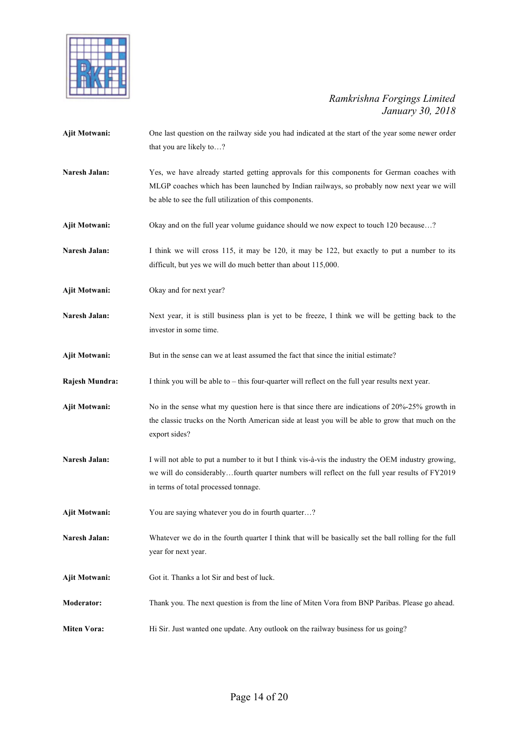**Ajit Motwani:** One last question on the railway side you had indicated at the start of the year some newer order that you are likely to…?

**Naresh Jalan:** Yes, we have already started getting approvals for this components for German coaches with MLGP coaches which has been launched by Indian railways, so probably now next year we will be able to see the full utilization of this components.

**Ajit Motwani:** Okay and on the full year volume guidance should we now expect to touch 120 because…?

**Naresh Jalan:** I think we will cross 115, it may be 120, it may be 122, but exactly to put a number to its difficult, but yes we will do much better than about 115,000.

**Ajit Motwani:** Okay and for next year?

**Naresh Jalan:** Next year, it is still business plan is yet to be freeze, I think we will be getting back to the investor in some time.

**Ajit Motwani:** But in the sense can we at least assumed the fact that since the initial estimate?

**Rajesh Mundra:** I think you will be able to – this four-quarter will reflect on the full year results next year.

**Ajit Motwani:** No in the sense what my question here is that since there are indications of 20%-25% growth in the classic trucks on the North American side at least you will be able to grow that much on the export sides?

**Naresh Jalan:** I will not able to put a number to it but I think vis-à-vis the industry the OEM industry growing, we will do considerably…fourth quarter numbers will reflect on the full year results of FY2019 in terms of total processed tonnage.

**Ajit Motwani:** You are saying whatever you do in fourth quarter…?

**Naresh Jalan:** Whatever we do in the fourth quarter I think that will be basically set the ball rolling for the full year for next year.

**Ajit Motwani:** Got it. Thanks a lot Sir and best of luck.

**Moderator:** Thank you. The next question is from the line of Miten Vora from BNP Paribas. Please go ahead.

**Miten Vora:** Hi Sir. Just wanted one update. Any outlook on the railway business for us going?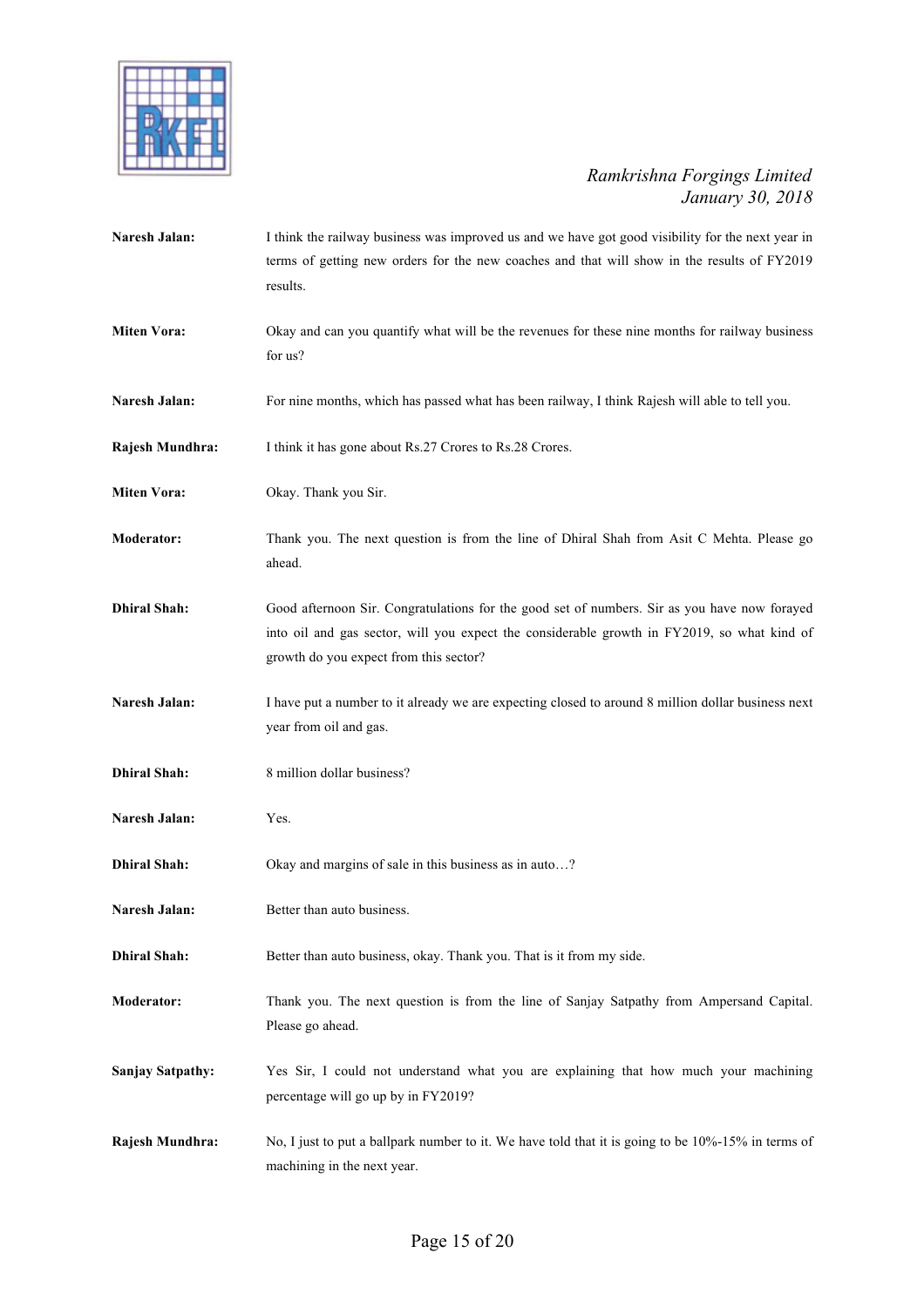**Naresh Jalan:** I think the railway business was improved us and we have got good visibility for the next year in terms of getting new orders for the new coaches and that will show in the results of FY2019 results.

**Miten Vora:** Okay and can you quantify what will be the revenues for these nine months for railway business for us?

**Naresh Jalan:** For nine months, which has passed what has been railway, I think Rajesh will able to tell you.

**Rajesh Mundhra:** I think it has gone about Rs.27 Crores to Rs.28 Crores.

**Miten Vora:** Okay. Thank you Sir.

**Moderator:** Thank you. The next question is from the line of Dhiral Shah from Asit C Mehta. Please go ahead.

**Dhiral Shah:** Good afternoon Sir. Congratulations for the good set of numbers. Sir as you have now forayed into oil and gas sector, will you expect the considerable growth in FY2019, so what kind of growth do you expect from this sector?

**Naresh Jalan:** I have put a number to it already we are expecting closed to around 8 million dollar business next year from oil and gas.

**Dhiral Shah:** 8 million dollar business?

**Naresh Jalan:** Yes.

**Dhiral Shah:** Okay and margins of sale in this business as in auto…?

**Naresh Jalan:** Better than auto business.

**Dhiral Shah:** Better than auto business, okay. Thank you. That is it from my side.

**Moderator:** Thank you. The next question is from the line of Sanjay Satpathy from Ampersand Capital. Please go ahead.

**Sanjay Satpathy:** Yes Sir, I could not understand what you are explaining that how much your machining percentage will go up by in FY2019?

**Rajesh Mundhra:** No, I just to put a ballpark number to it. We have told that it is going to be 10%-15% in terms of machining in the next year.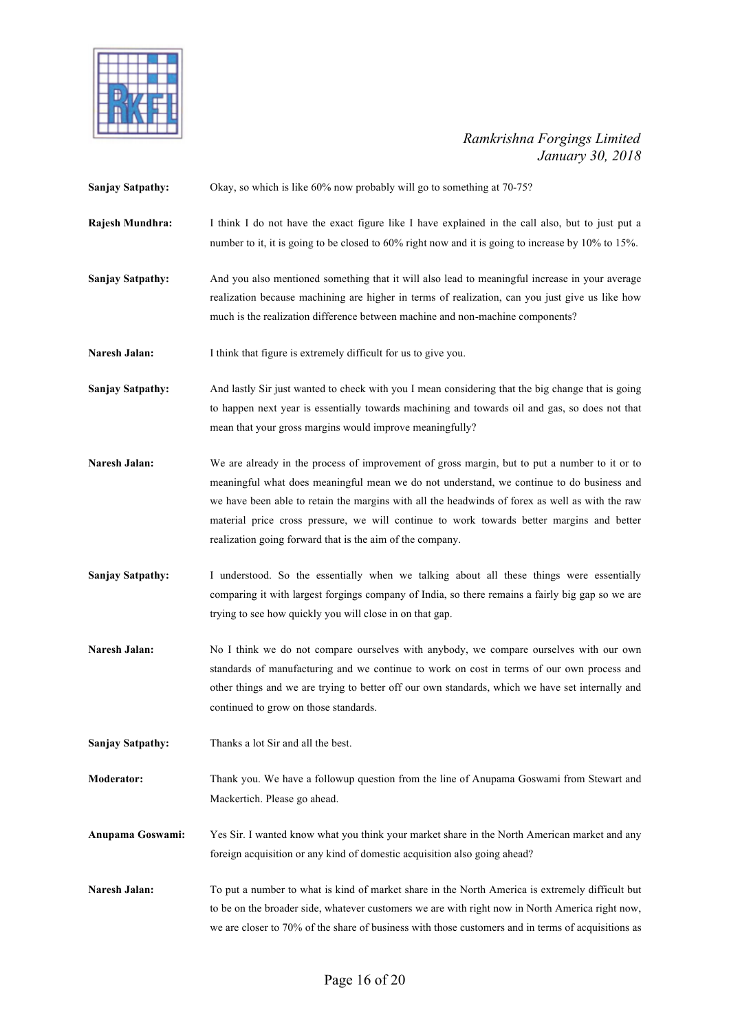**Sanjay Satpathy:** Okay, so which is like 60% now probably will go to something at 70-75?

**Rajesh Mundhra:** I think I do not have the exact figure like I have explained in the call also, but to just put a number to it, it is going to be closed to 60% right now and it is going to increase by 10% to 15%.

**Sanjay Satpathy:** And you also mentioned something that it will also lead to meaningful increase in your average realization because machining are higher in terms of realization, can you just give us like how much is the realization difference between machine and non-machine components?

**Naresh Jalan:** I think that figure is extremely difficult for us to give you.

**Sanjay Satpathy:** And lastly Sir just wanted to check with you I mean considering that the big change that is going to happen next year is essentially towards machining and towards oil and gas, so does not that mean that your gross margins would improve meaningfully?

**Naresh Jalan:** We are already in the process of improvement of gross margin, but to put a number to it or to meaningful what does meaningful mean we do not understand, we continue to do business and we have been able to retain the margins with all the headwinds of forex as well as with the raw material price cross pressure, we will continue to work towards better margins and better realization going forward that is the aim of the company.

**Sanjay Satpathy:** I understood. So the essentially when we talking about all these things were essentially comparing it with largest forgings company of India, so there remains a fairly big gap so we are trying to see how quickly you will close in on that gap.

**Naresh Jalan:** No I think we do not compare ourselves with anybody, we compare ourselves with our own standards of manufacturing and we continue to work on cost in terms of our own process and other things and we are trying to better off our own standards, which we have set internally and continued to grow on those standards.

**Sanjay Satpathy:** Thanks a lot Sir and all the best.

**Moderator:** Thank you. We have a followup question from the line of Anupama Goswami from Stewart and Mackertich. Please go ahead.

**Anupama Goswami:** Yes Sir. I wanted know what you think your market share in the North American market and any foreign acquisition or any kind of domestic acquisition also going ahead?

**Naresh Jalan:** To put a number to what is kind of market share in the North America is extremely difficult but to be on the broader side, whatever customers we are with right now in North America right now, we are closer to 70% of the share of business with those customers and in terms of acquisitions as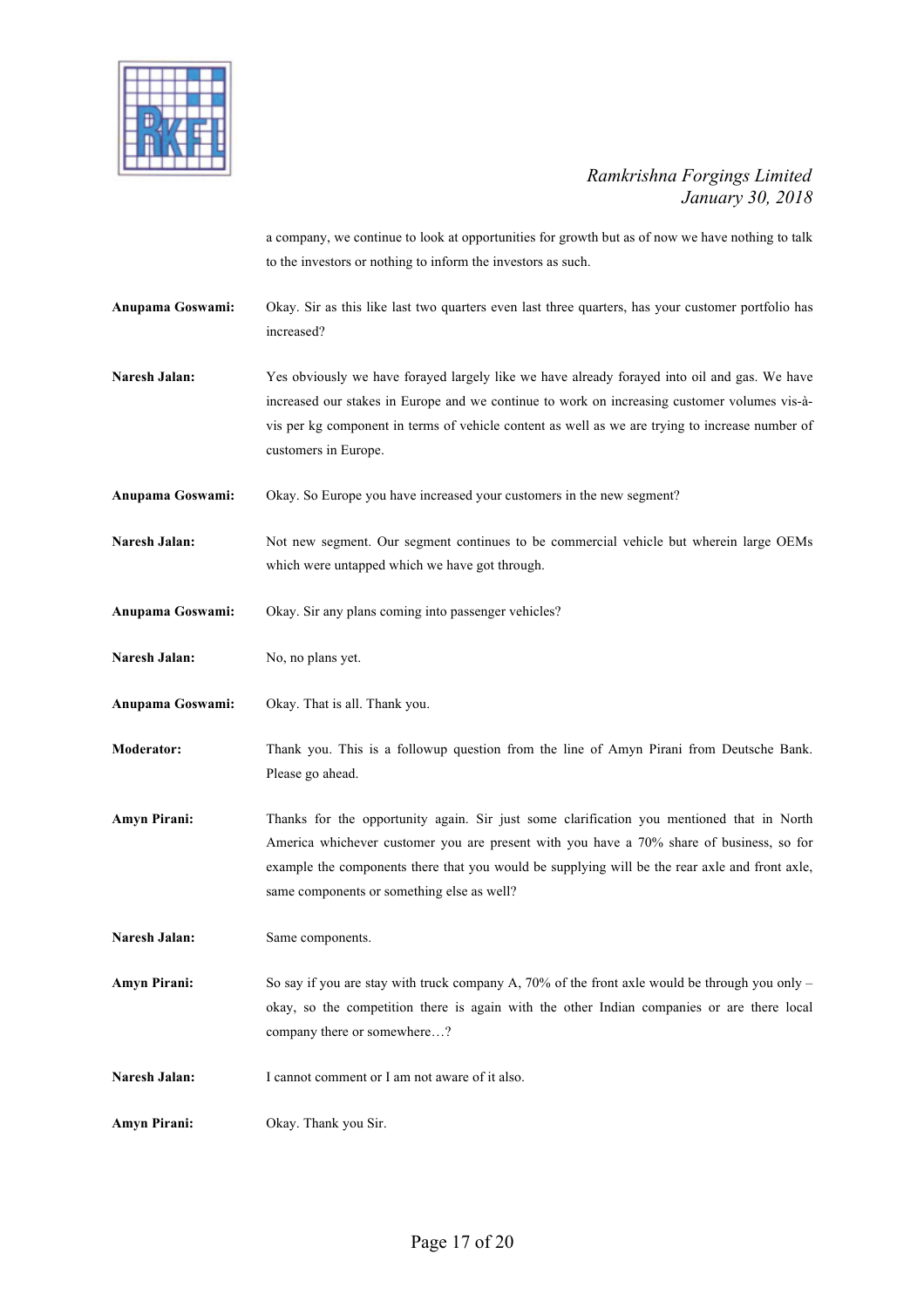a company, we continue to look at opportunities for growth but as of now we have nothing to talk to the investors or nothing to inform the investors as such.

**Anupama Goswami:** Okay. Sir as this like last two quarters even last three quarters, has your customer portfolio has increased?

**Naresh Jalan:** Yes obviously we have forayed largely like we have already forayed into oil and gas. We have increased our stakes in Europe and we continue to work on increasing customer volumes vis-à-vis per kg component in terms of vehicle content as well as we are trying to increase number of customers in Europe.

**Anupama Goswami:** Okay. So Europe you have increased your customers in the new segment?

**Naresh Jalan:** Not new segment. Our segment continues to be commercial vehicle but wherein large OEMs which were untapped which we have got through.

**Anupama Goswami:** Okay. Sir any plans coming into passenger vehicles?

**Naresh Jalan:** No, no plans yet.

**Anupama Goswami:** Okay. That is all. Thank you.

**Moderator:** Thank you. This is a followup question from the line of Amyn Pirani from Deutsche Bank. Please go ahead.

**Amyn Pirani:** Thanks for the opportunity again. Sir just some clarification you mentioned that in North America whichever customer you are present with you have a 70% share of business, so for example the components there that you would be supplying will be the rear axle and front axle, same components or something else as well?

**Naresh Jalan:** Same components.

**Amyn Pirani:** So say if you are stay with truck company A, 70% of the front axle would be through you only – okay, so the competition there is again with the other Indian companies or are there local company there or somewhere…?

**Naresh Jalan:** I cannot comment or I am not aware of it also.

**Amyn Pirani:** Okay. Thank you Sir.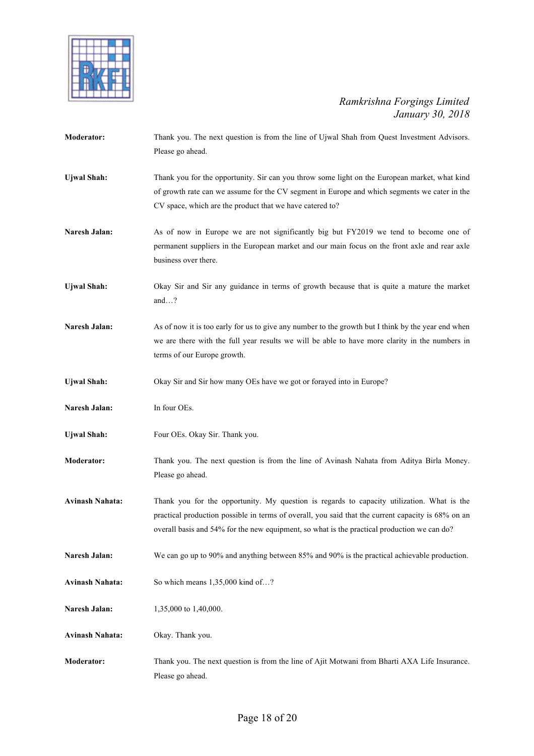**Moderator:** Thank you. The next question is from the line of Ujwal Shah from Quest Investment Advisors. Please go ahead.

**Ujwal Shah:** Thank you for the opportunity. Sir can you throw some light on the European market, what kind of growth rate can we assume for the CV segment in Europe and which segments we cater in the CV space, which are the product that we have catered to?

**Naresh Jalan:** As of now in Europe we are not significantly big but FY2019 we tend to become one of permanent suppliers in the European market and our main focus on the front axle and rear axle business over there.

**Ujwal Shah:** Okay Sir and Sir any guidance in terms of growth because that is quite a mature the market and…?

**Naresh Jalan:** As of now it is too early for us to give any number to the growth but I think by the year end when we are there with the full year results we will be able to have more clarity in the numbers in terms of our Europe growth.

**Ujwal Shah:** Okay Sir and Sir how many OEs have we got or forayed into in Europe?

**Naresh Jalan:** In four OEs.

**Ujwal Shah:** Four OEs. Okay Sir. Thank you.

**Moderator:** Thank you. The next question is from the line of Avinash Nahata from Aditya Birla Money. Please go ahead.

**Avinash Nahata:** Thank you for the opportunity. My question is regards to capacity utilization. What is the practical production possible in terms of overall, you said that the current capacity is 68% on an overall basis and 54% for the new equipment, so what is the practical production we can do?

**Naresh Jalan:** We can go up to 90% and anything between 85% and 90% is the practical achievable production.

**Avinash Nahata:** So which means 1,35,000 kind of…?

**Naresh Jalan:** 1,35,000 to 1,40,000.

**Avinash Nahata:** Okay. Thank you.

**Moderator:** Thank you. The next question is from the line of Ajit Motwani from Bharti AXA Life Insurance. Please go ahead.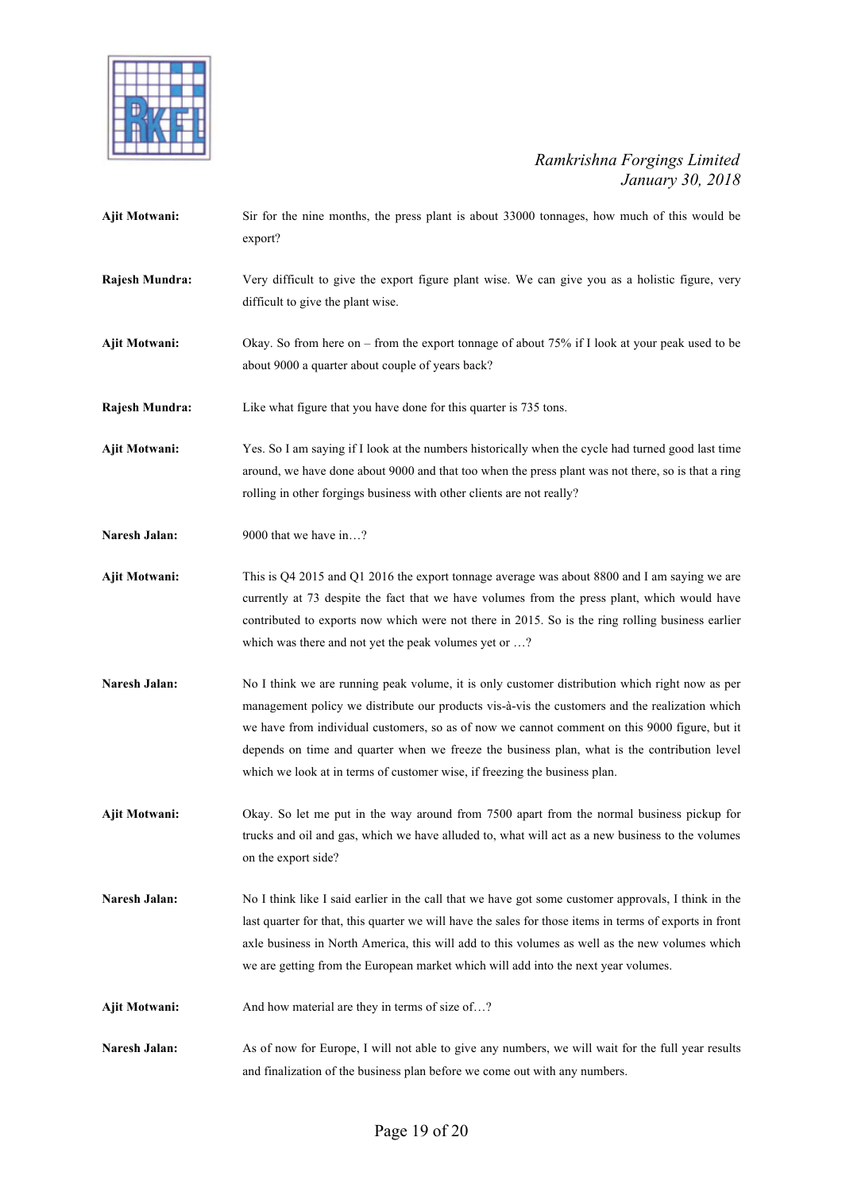**Ajit Motwani:** Sir for the nine months, the press plant is about 33000 tonnages, how much of this would be export?

**Rajesh Mundra:** Very difficult to give the export figure plant wise. We can give you as a holistic figure, very difficult to give the plant wise.

**Ajit Motwani:** Okay. So from here on – from the export tonnage of about 75% if I look at your peak used to be about 9000 a quarter about couple of years back?

**Rajesh Mundra:** Like what figure that you have done for this quarter is 735 tons.

**Ajit Motwani:** Yes. So I am saying if I look at the numbers historically when the cycle had turned good last time around, we have done about 9000 and that too when the press plant was not there, so is that a ring rolling in other forgings business with other clients are not really?

**Naresh Jalan:** 9000 that we have in…?

**Ajit Motwani:** This is Q4 2015 and Q1 2016 the export tonnage average was about 8800 and I am saying we are currently at 73 despite the fact that we have volumes from the press plant, which would have contributed to exports now which were not there in 2015. So is the ring rolling business earlier which was there and not yet the peak volumes yet or …?

**Naresh Jalan:** No I think we are running peak volume, it is only customer distribution which right now as per management policy we distribute our products vis-à-vis the customers and the realization which we have from individual customers, so as of now we cannot comment on this 9000 figure, but it depends on time and quarter when we freeze the business plan, what is the contribution level which we look at in terms of customer wise, if freezing the business plan.

**Ajit Motwani:** Okay. So let me put in the way around from 7500 apart from the normal business pickup for trucks and oil and gas, which we have alluded to, what will act as a new business to the volumes on the export side?

**Naresh Jalan:** No I think like I said earlier in the call that we have got some customer approvals, I think in the last quarter for that, this quarter we will have the sales for those items in terms of exports in front axle business in North America, this will add to this volumes as well as the new volumes which we are getting from the European market which will add into the next year volumes.

**Ajit Motwani:** And how material are they in terms of size of…?

**Naresh Jalan:** As of now for Europe, I will not able to give any numbers, we will wait for the full year results and finalization of the business plan before we come out with any numbers.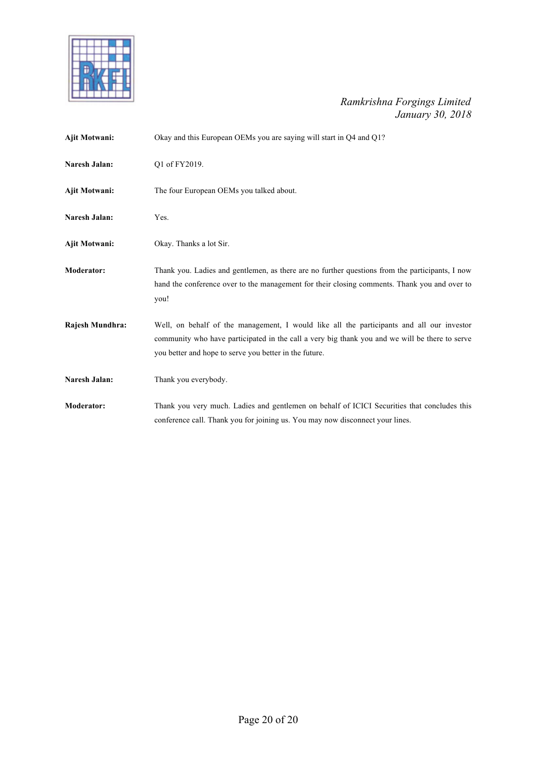**Ajit Motwani:** Okay and this European OEMs you are saying will start in Q4 and Q1?

**Naresh Jalan:** Q1 of FY2019.

**Ajit Motwani:** The four European OEMs you talked about.

**Naresh Jalan:** Yes.

**Ajit Motwani:** Okay. Thanks a lot Sir.

**Moderator:** Thank you. Ladies and gentlemen, as there are no further questions from the participants, I now hand the conference over to the management for their closing comments. Thank you and over to you!

**Rajesh Mundhra:** Well, on behalf of the management, I would like all the participants and all our investor community who have participated in the call a very big thank you and we will be there to serve you better and hope to serve you better in the future.

**Naresh Jalan:** Thank you everybody.

**Moderator:** Thank you very much. Ladies and gentlemen on behalf of ICICI Securities that concludes this conference call. Thank you for joining us. You may now disconnect your lines.